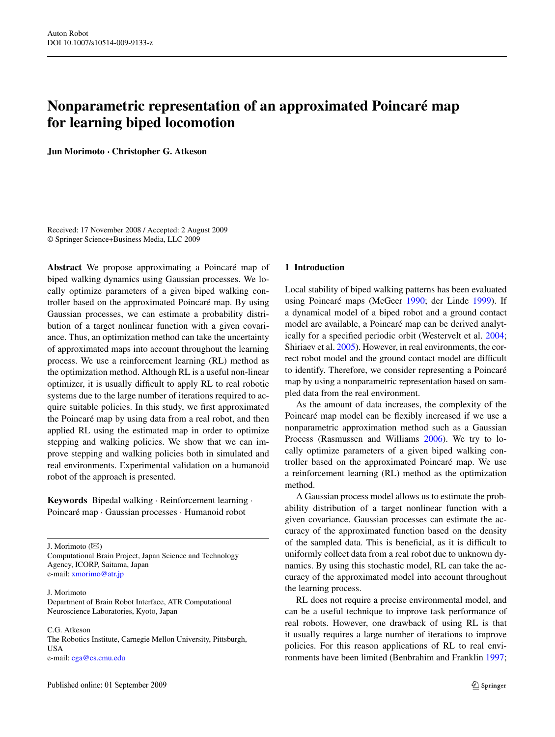# Nonparametric representation of an approximated Poincaré map for learning biped locomotion

**Jun Morimoto · Christopher G. Atkeson**

Received: 17 November 2008 / Accepted: 2 August 2009
© Springer Science+Business Media, LLC 2009

**Abstract** We propose approximating a Poincaré map of biped walking dynamics using Gaussian processes. We locally optimize parameters of a given biped walking controller based on the approximated Poincaré map. By using Gaussian processes, we can estimate a probability distribution of a target nonlinear function with a given covariance. Thus, an optimization method can take the uncertainty of approximated maps into account throughout the learning process. We use a reinforcement learning (RL) method as the optimization method. Although RL is a useful non-linear optimizer, it is usually difficult to apply RL to real robotic systems due to the large number of iterations required to acquire suitable policies. In this study, we first approximated the Poincaré map by using data from a real robot, and then applied RL using the estimated map in order to optimize stepping and walking policies. We show that we can improve stepping and walking policies both in simulated and real environments. Experimental validation on a humanoid robot of the approach is presented.

**Keywords** Bipedal walking · Reinforcement learning · Poincaré map · Gaussian processes · Humanoid robot

J. Morimoto (✉)
Computational Brain Project, Japan Science and Technology Agency, ICORP, Saitama, Japan
e-mail: xmorimo@atr.jp

J. Morimoto
Department of Brain Robot Interface, ATR Computational Neuroscience Laboratories, Kyoto, Japan

C.G. Atkeson
The Robotics Institute, Carnegie Mellon University, Pittsburgh, USA
e-mail: cga@cs.cmu.edu

## 1 Introduction

Local stability of biped walking patterns has been evaluated using Poincaré maps (McGeer 1990; der Linde 1999). If a dynamical model of a biped robot and a ground contact model are available, a Poincaré map can be derived analytically for a specified periodic orbit (Westervelt et al. 2004; Shiriaev et al. 2005). However, in real environments, the correct robot model and the ground contact model are difficult to identify. Therefore, we consider representing a Poincaré map by using a nonparametric representation based on sampled data from the real environment.

As the amount of data increases, the complexity of the Poincaré map model can be flexibly increased if we use a nonparametric approximation method such as a Gaussian Process (Rasmussen and Williams 2006). We try to locally optimize parameters of a given biped walking controller based on the approximated Poincaré map. We use a reinforcement learning (RL) method as the optimization method.

A Gaussian process model allows us to estimate the probability distribution of a target nonlinear function with a given covariance. Gaussian processes can estimate the accuracy of the approximated function based on the density of the sampled data. This is beneficial, as it is difficult to uniformly collect data from a real robot due to unknown dynamics. By using this stochastic model, RL can take the accuracy of the approximated model into account throughout the learning process.

RL does not require a precise environmental model, and can be a useful technique to improve task performance of real robots. However, one drawback of using RL is that it usually requires a large number of iterations to improve policies. For this reason applications of RL to real environments have been limited (Benbrahim and Franklin 1997;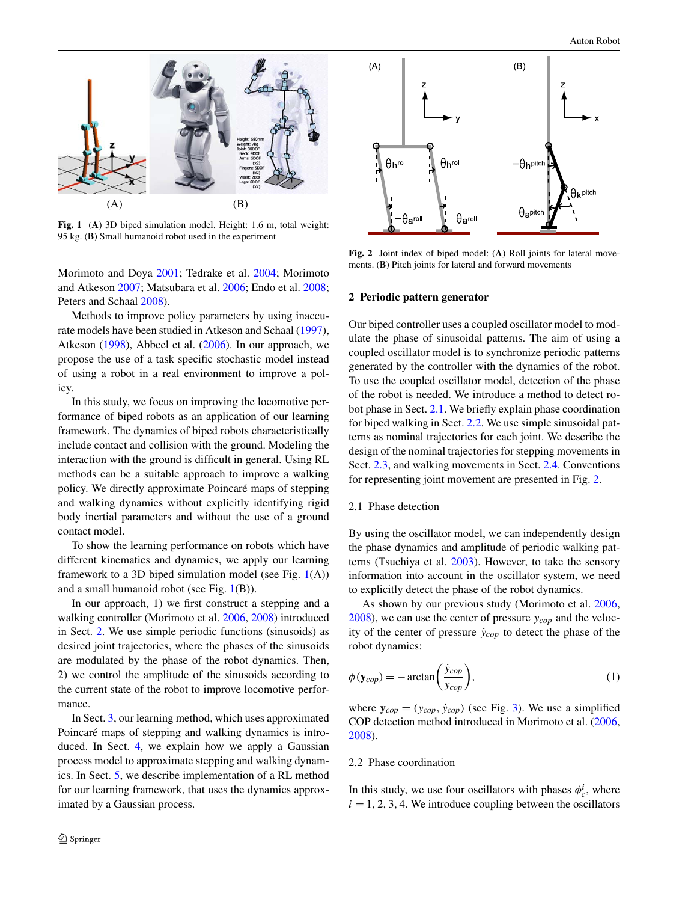Fig. 1 (**A**) 3D biped simulation model. Height: 1.6 m, total weight: 95 kg. (**B**) Small humanoid robot used in the experiment

Morimoto and Doya 2001; Tedrake et al. 2004; Morimoto and Atkeson 2007; Matsubara et al. 2006; Endo et al. 2008; Peters and Schaal 2008).

Methods to improve policy parameters by using inaccurate models have been studied in Atkeson and Schaal (1997), Atkeson (1998), Abbeel et al. (2006). In our approach, we propose the use of a task specific stochastic model instead of using a robot in a real environment to improve a policy.

In this study, we focus on improving the locomotive performance of biped robots as an application of our learning framework. The dynamics of biped robots characteristically include contact and collision with the ground. Modeling the interaction with the ground is difficult in general. Using RL methods can be a suitable approach to improve a walking policy. We directly approximate Poincaré maps of stepping and walking dynamics without explicitly identifying rigid body inertial parameters and without the use of a ground contact model.

To show the learning performance on robots which have different kinematics and dynamics, we apply our learning framework to a 3D biped simulation model (see Fig. 1(A)) and a small humanoid robot (see Fig. 1(B)).

In our approach, 1) we first construct a stepping and a walking controller (Morimoto et al. 2006, 2008) introduced in Sect. 2. We use simple periodic functions (sinusoids) as desired joint trajectories, where the phases of the sinusoids are modulated by the phase of the robot dynamics. Then, 2) we control the amplitude of the sinusoids according to the current state of the robot to improve locomotive performance.

In Sect. 3, our learning method, which uses approximated Poincaré maps of stepping and walking dynamics is introduced. In Sect. 4, we explain how we apply a Gaussian process model to approximate stepping and walking dynamics. In Sect. 5, we describe implementation of a RL method for our learning framework, that uses the dynamics approximated by a Gaussian process.

Fig. 2 Joint index of biped model: (**A**) Roll joints for lateral movements. (**B**) Pitch joints for lateral and forward movements

## 2 Periodic pattern generator

Our biped controller uses a coupled oscillator model to modulate the phase of sinusoidal patterns. The aim of using a coupled oscillator model is to synchronize periodic patterns generated by the controller with the dynamics of the robot. To use the coupled oscillator model, detection of the phase of the robot is needed. We introduce a method to detect robot phase in Sect. 2.1. We briefly explain phase coordination for biped walking in Sect. 2.2. We use simple sinusoidal patterns as nominal trajectories for each joint. We describe the design of the nominal trajectories for stepping movements in Sect. 2.3, and walking movements in Sect. 2.4. Conventions for representing joint movement are presented in Fig. 2.

### 2.1 Phase detection

By using the oscillator model, we can independently design the phase dynamics and amplitude of periodic walking patterns (Tsuchiya et al. 2003). However, to take the sensory information into account in the oscillator system, we need to explicitly detect the phase of the robot dynamics.

As shown by our previous study (Morimoto et al. 2006, 2008), we can use the center of pressure $y_{cop}$ and the velocity of the center of pressure $\dot{y}_{cop}$ to detect the phase of the robot dynamics:

$$\phi(\mathbf{y}_{cop}) = -\arctan\left(\frac{\dot{y}_{cop}}{y_{cop}}\right), \tag{1}$$

where $\mathbf{y}_{cop} = (y_{cop}, \dot{y}_{cop})$ (see Fig. 3). We use a simplified COP detection method introduced in Morimoto et al. (2006, 2008).

### 2.2 Phase coordination

In this study, we use four oscillators with phases $\phi_c^i$, where $i = 1, 2, 3, 4$. We introduce coupling between the oscillators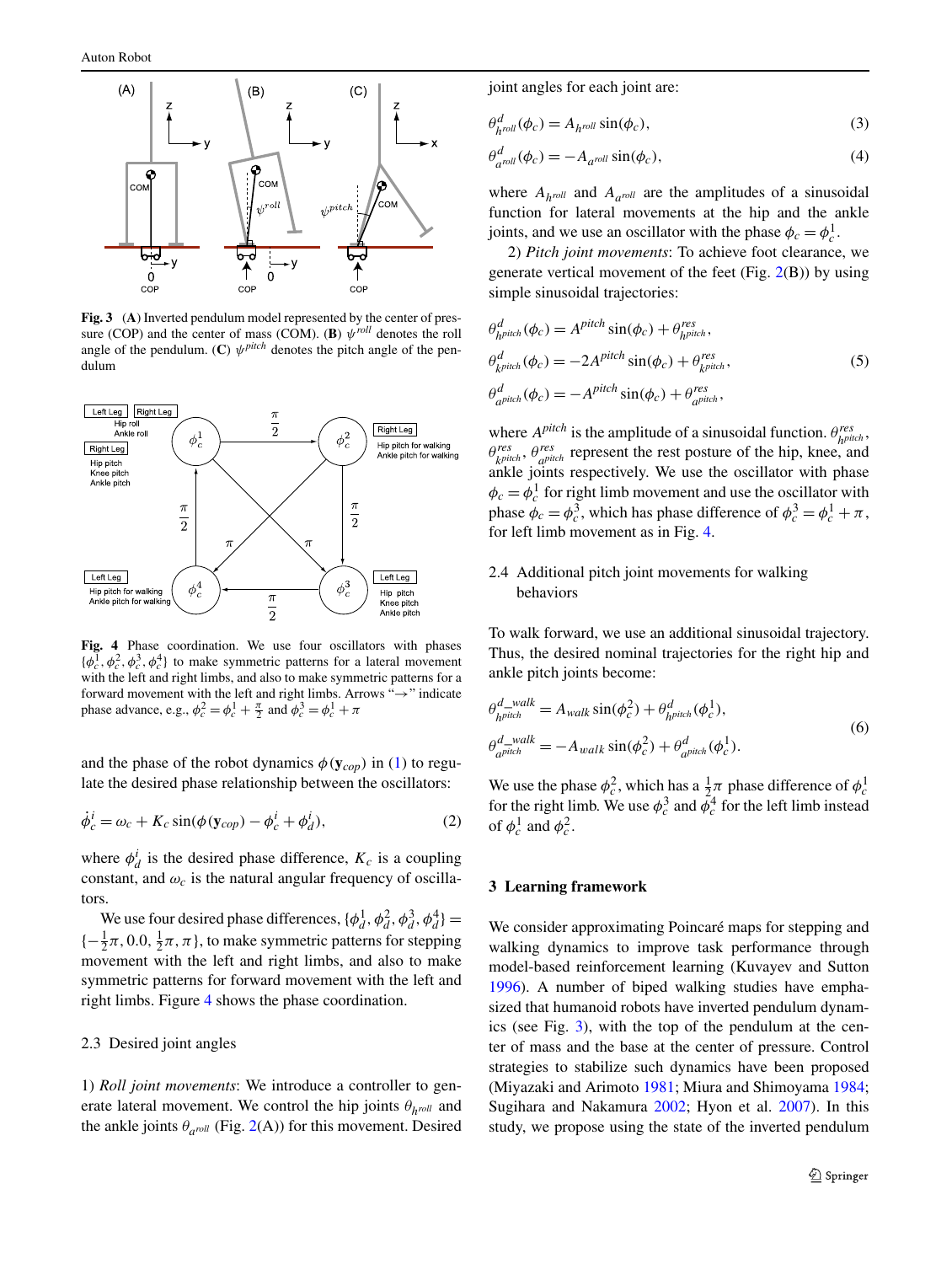**Fig. 3** (**A**) Inverted pendulum model represented by the center of pressure (COP) and the center of mass (COM). (**B**) $\psi^{roll}$ denotes the roll angle of the pendulum. (**C**) $\psi^{pitch}$ denotes the pitch angle of the pendulum

**Fig. 4** Phase coordination. We use four oscillators with phases $\{\phi_c^1, \phi_c^2, \phi_c^3, \phi_c^4\}$ to make symmetric patterns for a lateral movement with the left and right limbs, and also to make symmetric patterns for a forward movement with the left and right limbs. Arrows "→" indicate phase advance, e.g., $\phi_c^2 = \phi_c^1 + \frac{\pi}{2}$ and $\phi_c^3 = \phi_c^1 + \pi$

and the phase of the robot dynamics $\phi(\mathbf{y}_{cop})$ in (1) to regulate the desired phase relationship between the oscillators:

$$\dot{\phi}_c^i = \omega_c + K_c \sin(\phi(\mathbf{y}_{cop}) - \phi_c^i + \phi_d^i), \tag{2}$$

where $\phi_d^i$ is the desired phase difference, $K_c$ is a coupling constant, and $\omega_c$ is the natural angular frequency of oscillators.

We use four desired phase differences, $\{\phi_d^1, \phi_d^2, \phi_d^3, \phi_d^4\} = \{-\frac{1}{2}\pi, 0.0, \frac{1}{2}\pi, \pi\}$, to make symmetric patterns for stepping movement with the left and right limbs, and also to make symmetric patterns for forward movement with the left and right limbs. Figure 4 shows the phase coordination.

### 2.3 Desired joint angles

1) *Roll joint movements*: We introduce a controller to generate lateral movement. We control the hip joints $\theta_{h^{roll}}$ and the ankle joints $\theta_{a^{roll}}$ (Fig. 2(A)) for this movement. Desired joint angles for each joint are:

$$\theta_{h^{roll}}^d(\phi_c) = A_{h^{roll}} \sin(\phi_c), \tag{3}$$

$$\theta_{a^{roll}}^d(\phi_c) = -A_{a^{roll}} \sin(\phi_c), \tag{4}$$

where $A_{h^{roll}}$ and $A_{a^{roll}}$ are the amplitudes of a sinusoidal function for lateral movements at the hip and the ankle joints, and we use an oscillator with the phase $\phi_c = \phi_c^1$.

2) *Pitch joint movements*: To achieve foot clearance, we generate vertical movement of the feet (Fig. 2(B)) by using simple sinusoidal trajectories:

$$\begin{aligned}
\theta_{h^{pitch}}^d(\phi_c) &= A^{pitch} \sin(\phi_c) + \theta_{h^{pitch}}^{res}, \\
\theta_{k^{pitch}}^d(\phi_c) &= -2A^{pitch} \sin(\phi_c) + \theta_{k^{pitch}}^{res}, \\
\theta_{a^{pitch}}^d(\phi_c) &= -A^{pitch} \sin(\phi_c) + \theta_{a^{pitch}}^{res},
\end{aligned} \tag{5}$$

where $A^{pitch}$ is the amplitude of a sinusoidal function. $\theta_{h^{pitch}}^{res}$, $\theta_{k^{pitch}}^{res}$, $\theta_{a^{pitch}}^{res}$ represent the rest posture of the hip, knee, and ankle joints respectively. We use the oscillator with phase $\phi_c = \phi_c^1$ for right limb movement and use the oscillator with phase $\phi_c = \phi_c^3$, which has phase difference of $\phi_c^3 = \phi_c^1 + \pi$, for left limb movement as in Fig. 4.

### 2.4 Additional pitch joint movements for walking behaviors

To walk forward, we use an additional sinusoidal trajectory. Thus, the desired nominal trajectories for the right hip and ankle pitch joints become:

$$\begin{aligned}
\theta_{h^{pitch}}^{d\_walk} &= A_{walk} \sin(\phi_c^2) + \theta_{h^{pitch}}^d(\phi_c^1), \\
\theta_{a^{pitch}}^{d\_walk} &= -A_{walk} \sin(\phi_c^2) + \theta_{a^{pitch}}^d(\phi_c^1).
\end{aligned} \tag{6}$$

We use the phase $\phi_c^2$, which has a $\frac{1}{2}\pi$ phase difference of $\phi_c^1$ for the right limb. We use $\phi_c^3$ and $\phi_c^4$ for the left limb instead of $\phi_c^1$ and $\phi_c^2$.

## 3 Learning framework

We consider approximating Poincaré maps for stepping and walking dynamics to improve task performance through model-based reinforcement learning (Kuvayev and Sutton 1996). A number of biped walking studies have emphasized that humanoid robots have inverted pendulum dynamics (see Fig. 3), with the top of the pendulum at the center of mass and the base at the center of pressure. Control strategies to stabilize such dynamics have been proposed (Miyazaki and Arimoto 1981; Miura and Shimoyama 1984; Sugihara and Nakamura 2002; Hyon et al. 2007). In this study, we propose using the state of the inverted pendulum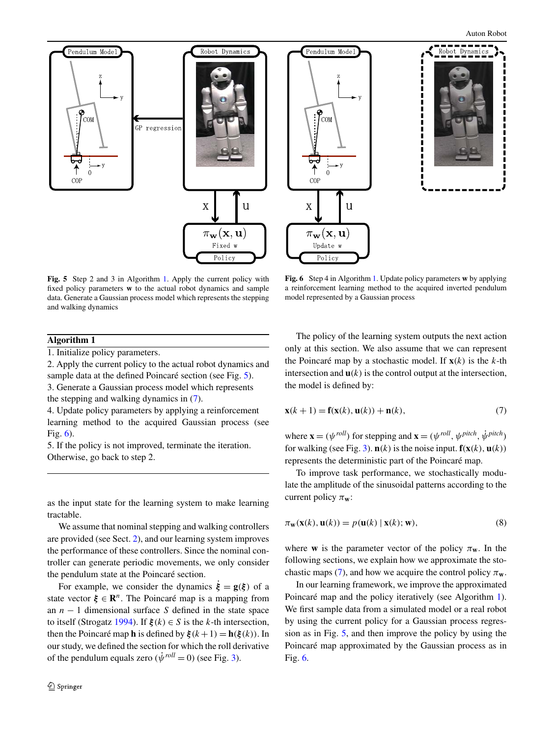**Fig. 5** Step 2 and 3 in Algorithm 1. Apply the current policy with fixed policy parameters $\mathbf{w}$ to the actual robot dynamics and sample data. Generate a Gaussian process model which represents the stepping and walking dynamics

**Fig. 6** Step 4 in Algorithm 1. Update policy parameters $\mathbf{w}$ by applying a reinforcement learning method to the acquired inverted pendulum model represented by a Gaussian process

**Algorithm 1**

1. Initialize policy parameters.
2. Apply the current policy to the actual robot dynamics and sample data at the defined Poincaré section (see Fig. 5).
3. Generate a Gaussian process model which represents the stepping and walking dynamics in (7).
4. Update policy parameters by applying a reinforcement learning method to the acquired Gaussian process (see Fig. 6).
5. If the policy is not improved, terminate the iteration. Otherwise, go back to step 2.

as the input state for the learning system to make learning tractable.

We assume that nominal stepping and walking controllers are provided (see Sect. 2), and our learning system improves the performance of these controllers. Since the nominal controller can generate periodic movements, we only consider the pendulum state at the Poincaré section.

For example, we consider the dynamics $\dot{\boldsymbol{\xi}} = \mathbf{g}(\boldsymbol{\xi})$ of a state vector $\boldsymbol{\xi} \in \mathbf{R}^n$. The Poincaré map is a mapping from an $n-1$ dimensional surface $S$ defined in the state space to itself (Strogatz 1994). If $\boldsymbol{\xi}(k) \in S$ is the $k$-th intersection, then the Poincaré map $\mathbf{h}$ is defined by $\boldsymbol{\xi}(k+1) = \mathbf{h}(\boldsymbol{\xi}(k))$. In our study, we defined the section for which the roll derivative of the pendulum equals zero ($\dot{\psi}^{roll} = 0$) (see Fig. 3).

The policy of the learning system outputs the next action only at this section. We also assume that we can represent the Poincaré map by a stochastic model. If $\mathbf{x}(k)$ is the $k$-th intersection and $\mathbf{u}(k)$ is the control output at the intersection, the model is defined by:

$$\mathbf{x}(k+1) = \mathbf{f}(\mathbf{x}(k), \mathbf{u}(k)) + \mathbf{n}(k), \tag{7}$$

where $\mathbf{x} = (\psi^{roll})$ for stepping and $\mathbf{x} = (\psi^{roll}, \psi^{pitch}, \dot{\psi}^{pitch})$ for walking (see Fig. 3). $\mathbf{n}(k)$ is the noise input. $\mathbf{f}(\mathbf{x}(k), \mathbf{u}(k))$ represents the deterministic part of the Poincaré map.

To improve task performance, we stochastically modulate the amplitude of the sinusoidal patterns according to the current policy $\pi_{\mathbf{w}}$:

$$\pi_{\mathbf{w}}(\mathbf{x}(k), \mathbf{u}(k)) = p(\mathbf{u}(k) \mid \mathbf{x}(k); \mathbf{w}), \tag{8}$$

where $\mathbf{w}$ is the parameter vector of the policy $\pi_{\mathbf{w}}$. In the following sections, we explain how we approximate the stochastic maps (7), and how we acquire the control policy $\pi_{\mathbf{w}}$.

In our learning framework, we improve the approximated Poincaré map and the policy iteratively (see Algorithm 1). We first sample data from a simulated model or a real robot by using the current policy for a Gaussian process regression as in Fig. 5, and then improve the policy by using the Poincaré map approximated by the Gaussian process as in Fig. 6.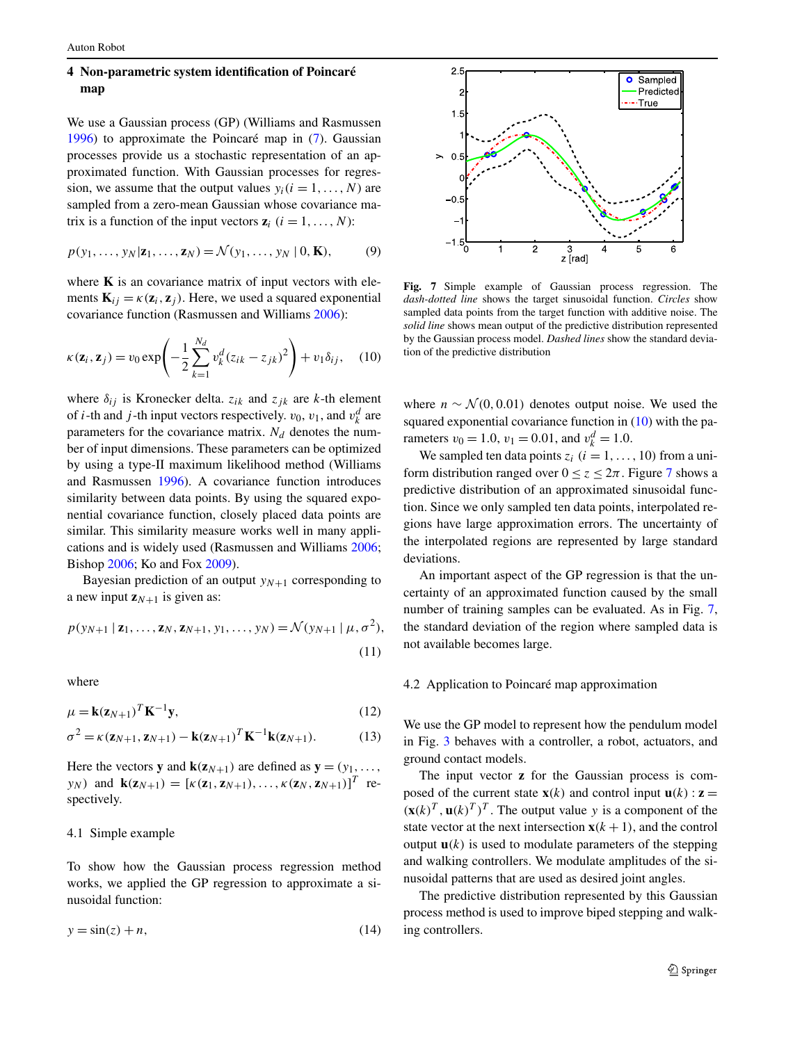## 4 Non-parametric system identification of Poincaré map

We use a Gaussian process (GP) (Williams and Rasmussen 1996) to approximate the Poincaré map in (7). Gaussian processes provide us a stochastic representation of an approximated function. With Gaussian processes for regression, we assume that the output values $y_i (i = 1, \ldots, N)$ are sampled from a zero-mean Gaussian whose covariance matrix is a function of the input vectors $\mathbf{z}_i$ $(i = 1, \ldots, N)$:

$$p(y_1, \ldots, y_N | \mathbf{z}_1, \ldots, \mathbf{z}_N) = \mathcal{N}(y_1, \ldots, y_N \mid 0, \mathbf{K}), \quad (9)$$

where $\mathbf{K}$ is an covariance matrix of input vectors with elements $\mathbf{K}_{ij} = \kappa(\mathbf{z}_i, \mathbf{z}_j)$. Here, we used a squared exponential covariance function (Rasmussen and Williams 2006):

$$\kappa(\mathbf{z}_i, \mathbf{z}_j) = v_0 \exp\left(-\frac{1}{2}\sum_{k=1}^{N_d} v_k^d (z_{ik} - z_{jk})^2\right) + v_1 \delta_{ij}, \quad (10)$$

where $\delta_{ij}$ is Kronecker delta. $z_{ik}$ and $z_{jk}$ are $k$-th element of $i$-th and $j$-th input vectors respectively. $v_0$, $v_1$, and $v_k^d$ are parameters for the covariance matrix. $N_d$ denotes the number of input dimensions. These parameters can be optimized by using a type-II maximum likelihood method (Williams and Rasmussen 1996). A covariance function introduces similarity between data points. By using the squared exponential covariance function, closely placed data points are similar. This similarity measure works well in many applications and is widely used (Rasmussen and Williams 2006; Bishop 2006; Ko and Fox 2009).

Bayesian prediction of an output $y_{N+1}$ corresponding to a new input $\mathbf{z}_{N+1}$ is given as:

$$p(y_{N+1} \mid \mathbf{z}_1, \ldots, \mathbf{z}_N, \mathbf{z}_{N+1}, y_1, \ldots, y_N) = \mathcal{N}(y_{N+1} \mid \mu, \sigma^2), \quad (11)$$

where

$$\mu = \mathbf{k}(\mathbf{z}_{N+1})^T \mathbf{K}^{-1} \mathbf{y}, \quad (12)$$

$$\sigma^2 = \kappa(\mathbf{z}_{N+1}, \mathbf{z}_{N+1}) - \mathbf{k}(\mathbf{z}_{N+1})^T \mathbf{K}^{-1} \mathbf{k}(\mathbf{z}_{N+1}). \quad (13)$$

Here the vectors $\mathbf{y}$ and $\mathbf{k}(\mathbf{z}_{N+1})$ are defined as $\mathbf{y} = (y_1, \ldots, y_N)$ and $\mathbf{k}(\mathbf{z}_{N+1}) = [\kappa(\mathbf{z}_1, \mathbf{z}_{N+1}), \ldots, \kappa(\mathbf{z}_N, \mathbf{z}_{N+1})]^T$ respectively.

### 4.1 Simple example

To show how the Gaussian process regression method works, we applied the GP regression to approximate a sinusoidal function:

$$y = \sin(z) + n, \quad (14)$$

**Fig. 7** Simple example of Gaussian process regression. The *dash-dotted line* shows the target sinusoidal function. *Circles* show sampled data points from the target function with additive noise. The *solid line* shows mean output of the predictive distribution represented by the Gaussian process model. *Dashed lines* show the standard deviation of the predictive distribution

where $n \sim \mathcal{N}(0, 0.01)$ denotes output noise. We used the squared exponential covariance function in (10) with the parameters $v_0 = 1.0$, $v_1 = 0.01$, and $v_k^d = 1.0$.

We sampled ten data points $z_i$ $(i = 1, \ldots, 10)$ from a uniform distribution ranged over $0 \leq z \leq 2\pi$. Figure 7 shows a predictive distribution of an approximated sinusoidal function. Since we only sampled ten data points, interpolated regions have large approximation errors. The uncertainty of the interpolated regions are represented by large standard deviations.

An important aspect of the GP regression is that the uncertainty of an approximated function caused by the small number of training samples can be evaluated. As in Fig. 7, the standard deviation of the region where sampled data is not available becomes large.

### 4.2 Application to Poincaré map approximation

We use the GP model to represent how the pendulum model in Fig. 3 behaves with a controller, a robot, actuators, and ground contact models.

The input vector $\mathbf{z}$ for the Gaussian process is composed of the current state $\mathbf{x}(k)$ and control input $\mathbf{u}(k)$ : $\mathbf{z} = (\mathbf{x}(k)^T, \mathbf{u}(k)^T)^T$. The output value $y$ is a component of the state vector at the next intersection $\mathbf{x}(k+1)$, and the control output $\mathbf{u}(k)$ is used to modulate parameters of the stepping and walking controllers. We modulate amplitudes of the sinusoidal patterns that are used as desired joint angles.

The predictive distribution represented by this Gaussian process method is used to improve biped stepping and walking controllers.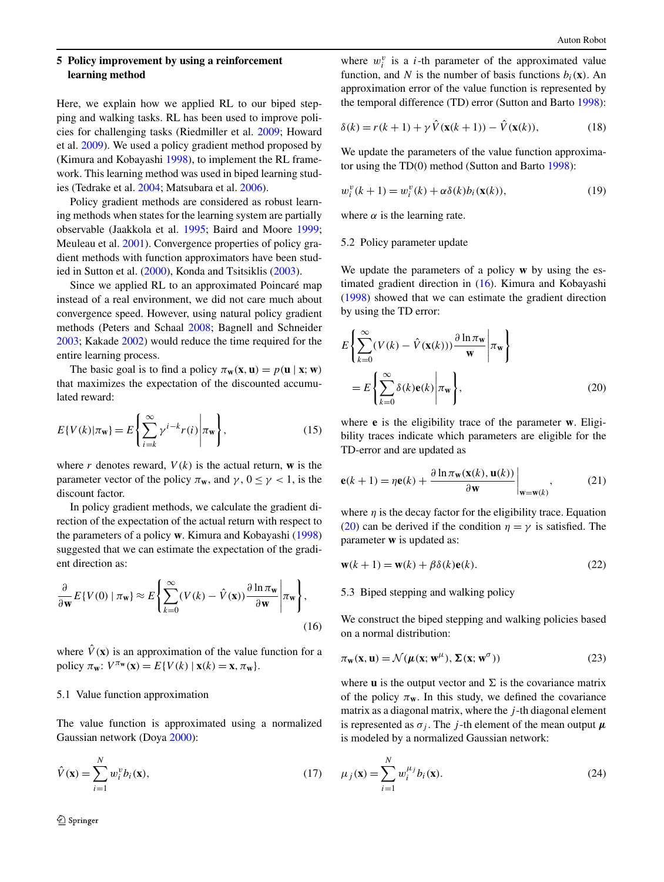## 5 Policy improvement by using a reinforcement learning method

Here, we explain how we applied RL to our biped stepping and walking tasks. RL has been used to improve policies for challenging tasks (Riedmiller et al. 2009; Howard et al. 2009). We used a policy gradient method proposed by (Kimura and Kobayashi 1998), to implement the RL framework. This learning method was used in biped learning studies (Tedrake et al. 2004; Matsubara et al. 2006).

Policy gradient methods are considered as robust learning methods when states for the learning system are partially observable (Jaakkola et al. 1995; Baird and Moore 1999; Meuleau et al. 2001). Convergence properties of policy gradient methods with function approximators have been studied in Sutton et al. (2000), Konda and Tsitsiklis (2003).

Since we applied RL to an approximated Poincaré map instead of a real environment, we did not care much about convergence speed. However, using natural policy gradient methods (Peters and Schaal 2008; Bagnell and Schneider 2003; Kakade 2002) would reduce the time required for the entire learning process.

The basic goal is to find a policy $\pi_{\mathbf{w}}(\mathbf{x}, \mathbf{u}) = p(\mathbf{u} \mid \mathbf{x}; \mathbf{w})$ that maximizes the expectation of the discounted accumulated reward:

$$E\{V(k)|\pi_{\mathbf{w}}\} = E\left\{\sum_{i=k}^{\infty} \gamma^{i-k} r(i) \middle| \pi_{\mathbf{w}}\right\}, \tag{15}$$

where $r$ denotes reward, $V(k)$ is the actual return, $\mathbf{w}$ is the parameter vector of the policy $\pi_{\mathbf{w}}$, and $\gamma$, $0 \leq \gamma < 1$, is the discount factor.

In policy gradient methods, we calculate the gradient direction of the expectation of the actual return with respect to the parameters of a policy $\mathbf{w}$. Kimura and Kobayashi (1998) suggested that we can estimate the expectation of the gradient direction as:

$$\frac{\partial}{\partial \mathbf{w}} E\{V(0) \mid \pi_{\mathbf{w}}\} \approx E\left\{\sum_{k=0}^{\infty} (V(k) - \hat{V}(\mathbf{x})) \frac{\partial \ln \pi_{\mathbf{w}}}{\partial \mathbf{w}} \middle| \pi_{\mathbf{w}}\right\}, \tag{16}$$

where $\hat{V}(\mathbf{x})$ is an approximation of the value function for a policy $\pi_{\mathbf{w}}$: $V^{\pi_{\mathbf{w}}}(\mathbf{x}) = E\{V(k) \mid \mathbf{x}(k) = \mathbf{x}, \pi_{\mathbf{w}}\}$.

### 5.1 Value function approximation

The value function is approximated using a normalized Gaussian network (Doya 2000):

$$\hat{V}(\mathbf{x}) = \sum_{i=1}^{N} w_i^v b_i(\mathbf{x}), \tag{17}$$

where $w_i^v$ is a $i$-th parameter of the approximated value function, and $N$ is the number of basis functions $b_i(\mathbf{x})$. An approximation error of the value function is represented by the temporal difference (TD) error (Sutton and Barto 1998):

$$\delta(k) = r(k+1) + \gamma \hat{V}(\mathbf{x}(k+1)) - \hat{V}(\mathbf{x}(k)), \tag{18}$$

We update the parameters of the value function approximator using the TD(0) method (Sutton and Barto 1998):

$$w_i^v(k+1) = w_i^v(k) + \alpha \delta(k) b_i(\mathbf{x}(k)), \tag{19}$$

where $\alpha$ is the learning rate.

### 5.2 Policy parameter update

We update the parameters of a policy $\mathbf{w}$ by using the estimated gradient direction in (16). Kimura and Kobayashi (1998) showed that we can estimate the gradient direction by using the TD error:

$$E\left\{\sum_{k=0}^{\infty} (V(k) - \hat{V}(\mathbf{x}(k))) \frac{\partial \ln \pi_{\mathbf{w}}}{\mathbf{w}} \middle| \pi_{\mathbf{w}}\right\} = E\left\{\sum_{k=0}^{\infty} \delta(k) \mathbf{e}(k) \middle| \pi_{\mathbf{w}}\right\}, \tag{20}$$

where $\mathbf{e}$ is the eligibility trace of the parameter $\mathbf{w}$. Eligibility traces indicate which parameters are eligible for the TD-error and are updated as

$$\mathbf{e}(k+1) = \eta \mathbf{e}(k) + \left.\frac{\partial \ln \pi_{\mathbf{w}}(\mathbf{x}(k), \mathbf{u}(k))}{\partial \mathbf{w}}\right|_{\mathbf{w}=\mathbf{w}(k)}, \tag{21}$$

where $\eta$ is the decay factor for the eligibility trace. Equation (20) can be derived if the condition $\eta = \gamma$ is satisfied. The parameter $\mathbf{w}$ is updated as:

$$\mathbf{w}(k+1) = \mathbf{w}(k) + \beta \delta(k) \mathbf{e}(k). \tag{22}$$

### 5.3 Biped stepping and walking policy

We construct the biped stepping and walking policies based on a normal distribution:

$$\pi_{\mathbf{w}}(\mathbf{x}, \mathbf{u}) = \mathcal{N}(\boldsymbol{\mu}(\mathbf{x}; \mathbf{w}^{\mu}), \boldsymbol{\Sigma}(\mathbf{x}; \mathbf{w}^{\sigma})) \tag{23}$$

where $\mathbf{u}$ is the output vector and $\Sigma$ is the covariance matrix of the policy $\pi_{\mathbf{w}}$. In this study, we defined the covariance matrix as a diagonal matrix, where the $j$-th diagonal element is represented as $\sigma_j$. The $j$-th element of the mean output $\boldsymbol{\mu}$ is modeled by a normalized Gaussian network:

$$\mu_j(\mathbf{x}) = \sum_{i=1}^{N} w_i^{\mu_j} b_i(\mathbf{x}). \tag{24}$$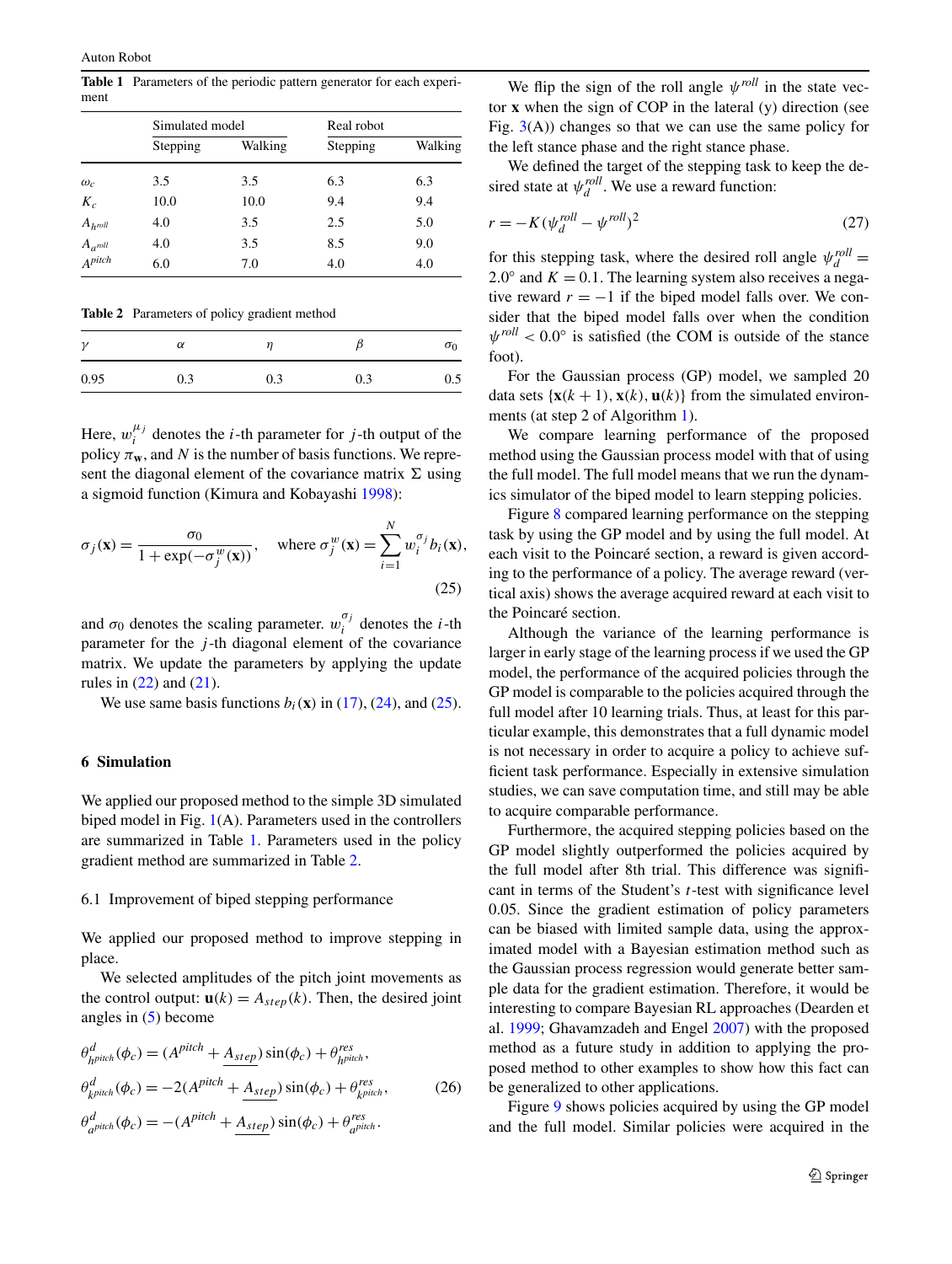**Table 1** Parameters of the periodic pattern generator for each experiment

| | Simulated model | | Real robot | |
|---|---|---|---|---|
| | Stepping | Walking | Stepping | Walking |
| $\omega_c$ | 3.5 | 3.5 | 6.3 | 6.3 |
| $K_c$ | 10.0 | 10.0 | 9.4 | 9.4 |
| $A_{h^{roll}}$ | 4.0 | 3.5 | 2.5 | 5.0 |
| $A_{a^{roll}}$ | 4.0 | 3.5 | 8.5 | 9.0 |
| $A^{pitch}$ | 6.0 | 7.0 | 4.0 | 4.0 |

**Table 2** Parameters of policy gradient method

| $\gamma$ | $\alpha$ | $\eta$ | $\beta$ | $\sigma_0$ |
|---|---|---|---|---|
| 0.95 | 0.3 | 0.3 | 0.3 | 0.5 |

Here, $w_i^{\mu_j}$ denotes the $i$-th parameter for $j$-th output of the policy $\pi_{\mathbf{w}}$, and $N$ is the number of basis functions. We represent the diagonal element of the covariance matrix $\Sigma$ using a sigmoid function (Kimura and Kobayashi 1998):

$$\sigma_j(\mathbf{x}) = \frac{\sigma_0}{1 + \exp(-\sigma_j^w(\mathbf{x}))}, \quad \text{where } \sigma_j^w(\mathbf{x}) = \sum_{i=1}^{N} w_i^{\sigma_j} b_i(\mathbf{x}), \tag{25}$$

and $\sigma_0$ denotes the scaling parameter. $w_i^{\sigma_j}$ denotes the $i$-th parameter for the $j$-th diagonal element of the covariance matrix. We update the parameters by applying the update rules in (22) and (21).

We use same basis functions $b_i(\mathbf{x})$ in (17), (24), and (25).

## 6 Simulation

We applied our proposed method to the simple 3D simulated biped model in Fig. 1(A). Parameters used in the controllers are summarized in Table 1. Parameters used in the policy gradient method are summarized in Table 2.

### 6.1 Improvement of biped stepping performance

We applied our proposed method to improve stepping in place.

We selected amplitudes of the pitch joint movements as the control output: $\mathbf{u}(k) = A_{step}(k)$. Then, the desired joint angles in (5) become

$$\begin{aligned}
\theta^d_{h^{pitch}}(\phi_c) &= (A^{pitch} + \underline{A_{step}}) \sin(\phi_c) + \theta^{res}_{h^{pitch}}, \\
\theta^d_{k^{pitch}}(\phi_c) &= -2(A^{pitch} + \underline{A_{step}}) \sin(\phi_c) + \theta^{res}_{k^{pitch}}, \\
\theta^d_{a^{pitch}}(\phi_c) &= -(A^{pitch} + \underline{A_{step}}) \sin(\phi_c) + \theta^{res}_{a^{pitch}}.
\end{aligned} \tag{26}$$

We flip the sign of the roll angle $\psi^{roll}$ in the state vector $\mathbf{x}$ when the sign of COP in the lateral (y) direction (see Fig. 3(A)) changes so that we can use the same policy for the left stance phase and the right stance phase.

We defined the target of the stepping task to keep the desired state at $\psi_d^{roll}$. We use a reward function:

$$r = -K(\psi_d^{roll} - \psi^{roll})^2 \tag{27}$$

for this stepping task, where the desired roll angle $\psi_d^{roll} = 2.0°$ and $K = 0.1$. The learning system also receives a negative reward $r = -1$ if the biped model falls over. We consider that the biped model falls over when the condition $\psi^{roll} < 0.0°$ is satisfied (the COM is outside of the stance foot).

For the Gaussian process (GP) model, we sampled 20 data sets $\{\mathbf{x}(k+1), \mathbf{x}(k), \mathbf{u}(k)\}$ from the simulated environments (at step 2 of Algorithm 1).

We compare learning performance of the proposed method using the Gaussian process model with that of using the full model. The full model means that we run the dynamics simulator of the biped model to learn stepping policies.

Figure 8 compared learning performance on the stepping task by using the GP model and by using the full model. At each visit to the Poincaré section, a reward is given according to the performance of a policy. The average reward (vertical axis) shows the average acquired reward at each visit to the Poincaré section.

Although the variance of the learning performance is larger in early stage of the learning process if we used the GP model, the performance of the acquired policies through the GP model is comparable to the policies acquired through the full model after 10 learning trials. Thus, at least for this particular example, this demonstrates that a full dynamic model is not necessary in order to acquire a policy to achieve sufficient task performance. Especially in extensive simulation studies, we can save computation time, and still may be able to acquire comparable performance.

Furthermore, the acquired stepping policies based on the GP model slightly outperformed the policies acquired by the full model after 8th trial. This difference was significant in terms of the Student's $t$-test with significance level 0.05. Since the gradient estimation of policy parameters can be biased with limited sample data, using the approximated model with a Bayesian estimation method such as the Gaussian process regression would generate better sample data for the gradient estimation. Therefore, it would be interesting to compare Bayesian RL approaches (Dearden et al. 1999; Ghavamzadeh and Engel 2007) with the proposed method as a future study in addition to applying the proposed method to other examples to show how this fact can be generalized to other applications.

Figure 9 shows policies acquired by using the GP model and the full model. Similar policies were acquired in the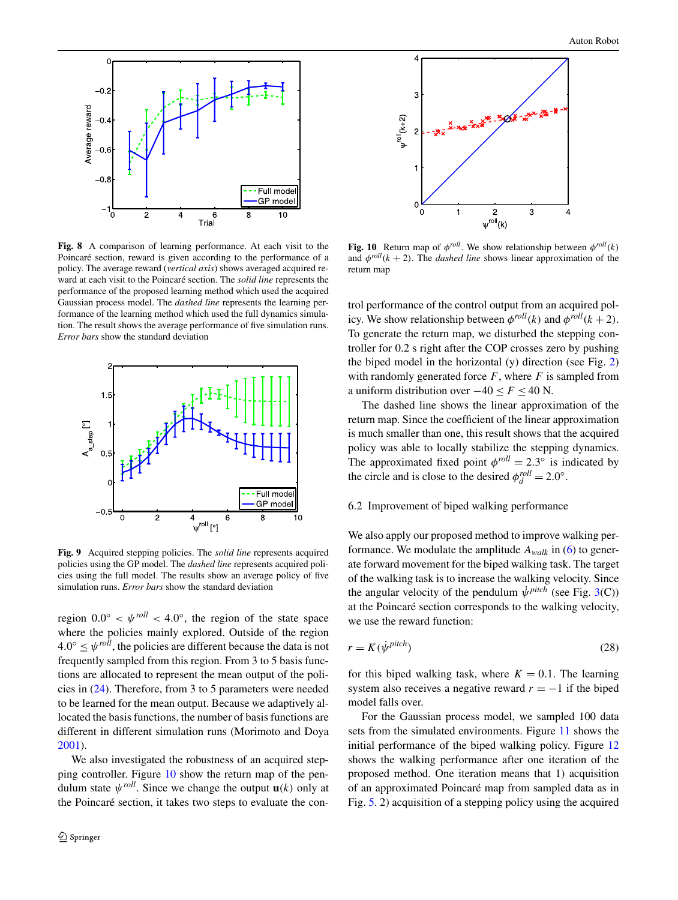**Fig. 8** A comparison of learning performance. At each visit to the Poincaré section, reward is given according to the performance of a policy. The average reward (*vertical axis*) shows averaged acquired reward at each visit to the Poincaré section. The *solid line* represents the performance of the proposed learning method which used the acquired Gaussian process model. The *dashed line* represents the learning performance of the learning method which used the full dynamics simulation. The result shows the average performance of five simulation runs. *Error bars* show the standard deviation

**Fig. 9** Acquired stepping policies. The *solid line* represents acquired policies using the GP model. The *dashed line* represents acquired policies using the full model. The results show an average policy of five simulation runs. *Error bars* show the standard deviation

region $0.0° < \psi^{roll} < 4.0°$, the region of the state space where the policies mainly explored. Outside of the region $4.0° \leq \psi^{roll}$, the policies are different because the data is not frequently sampled from this region. From 3 to 5 basis functions are allocated to represent the mean output of the policies in (24). Therefore, from 3 to 5 parameters were needed to be learned for the mean output. Because we adaptively allocated the basis functions, the number of basis functions are different in different simulation runs (Morimoto and Doya 2001).

We also investigated the robustness of an acquired stepping controller. Figure 10 show the return map of the pendulum state $\psi^{roll}$. Since we change the output $\mathbf{u}(k)$ only at the Poincaré section, it takes two steps to evaluate the control performance of the control output from an acquired policy. We show relationship between $\phi^{roll}(k)$ and $\phi^{roll}(k+2)$. To generate the return map, we disturbed the stepping controller for 0.2 s right after the COP crosses zero by pushing the biped model in the horizontal (y) direction (see Fig. 2) with randomly generated force $F$, where $F$ is sampled from a uniform distribution over $-40 \leq F \leq 40$ N.

**Fig. 10** Return map of $\phi^{roll}$. We show relationship between $\phi^{roll}(k)$ and $\phi^{roll}(k+2)$. The *dashed line* shows linear approximation of the return map

The dashed line shows the linear approximation of the return map. Since the coefficient of the linear approximation is much smaller than one, this result shows that the acquired policy was able to locally stabilize the stepping dynamics. The approximated fixed point $\phi^{roll} = 2.3°$ is indicated by the circle and is close to the desired $\phi_d^{roll} = 2.0°$.

### 6.2 Improvement of biped walking performance

We also apply our proposed method to improve walking performance. We modulate the amplitude $A_{walk}$ in (6) to generate forward movement for the biped walking task. The target of the walking task is to increase the walking velocity. Since the angular velocity of the pendulum $\dot{\psi}^{pitch}$ (see Fig. 3(C)) at the Poincaré section corresponds to the walking velocity, we use the reward function:

$$r = K(\dot{\psi}^{pitch}) \tag{28}$$

for this biped walking task, where $K = 0.1$. The learning system also receives a negative reward $r = -1$ if the biped model falls over.

For the Gaussian process model, we sampled 100 data sets from the simulated environments. Figure 11 shows the initial performance of the biped walking policy. Figure 12 shows the walking performance after one iteration of the proposed method. One iteration means that 1) acquisition of an approximated Poincaré map from sampled data as in Fig. 5. 2) acquisition of a stepping policy using the acquired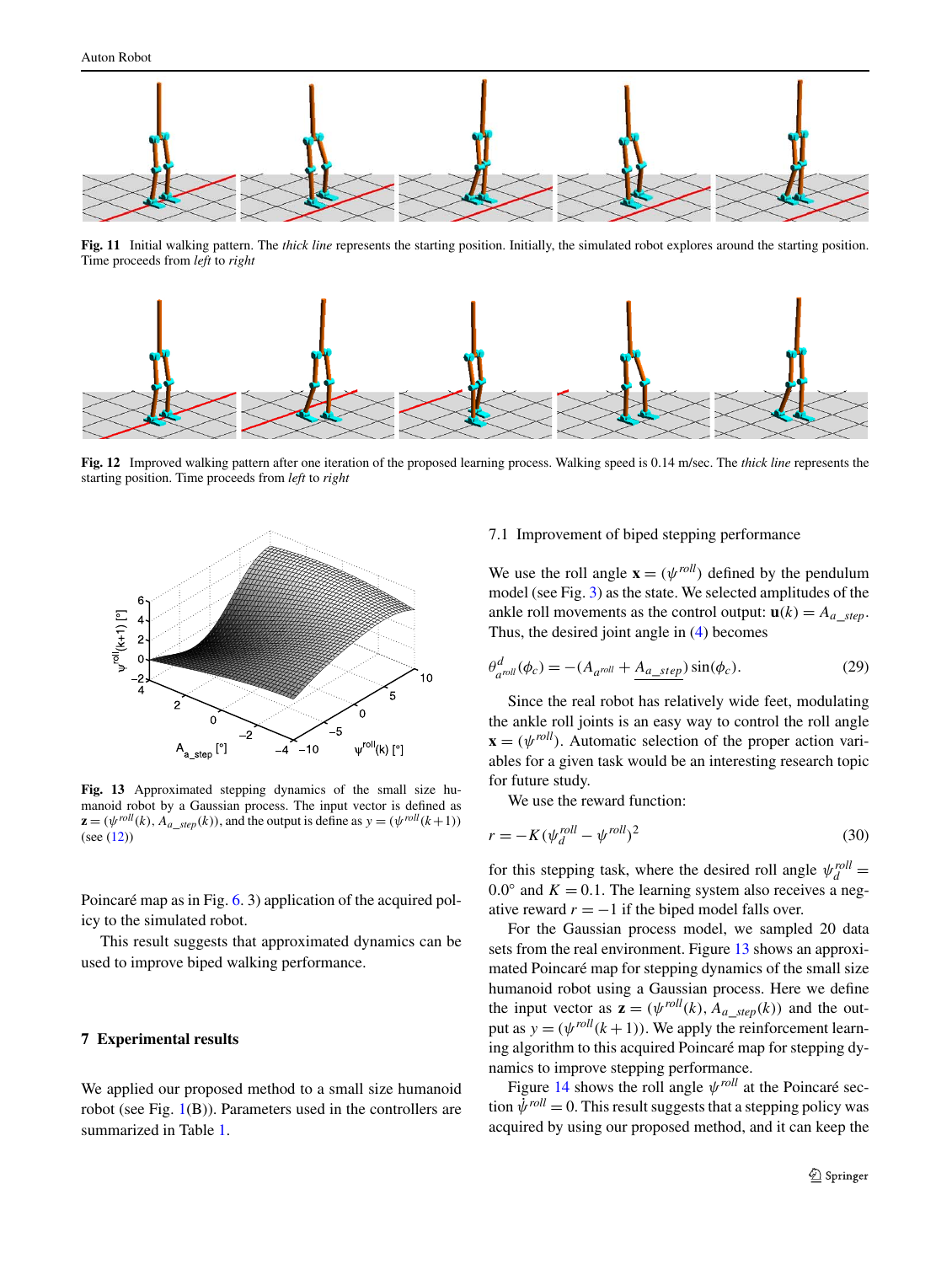**Fig. 11** Initial walking pattern. The *thick line* represents the starting position. Initially, the simulated robot explores around the starting position. Time proceeds from *left* to *right*

**Fig. 12** Improved walking pattern after one iteration of the proposed learning process. Walking speed is 0.14 m/sec. The *thick line* represents the starting position. Time proceeds from *left* to *right*

**Fig. 13** Approximated stepping dynamics of the small size humanoid robot by a Gaussian process. The input vector is defined as $\mathbf{z} = (\psi^{roll}(k), A_{a\_step}(k))$, and the output is define as $y = (\psi^{roll}(k+1))$ (see (12))

Poincaré map as in Fig. 6. 3) application of the acquired policy to the simulated robot.

This result suggests that approximated dynamics can be used to improve biped walking performance.

## 7 Experimental results

We applied our proposed method to a small size humanoid robot (see Fig. 1(B)). Parameters used in the controllers are summarized in Table 1.

### 7.1 Improvement of biped stepping performance

We use the roll angle $\mathbf{x} = (\psi^{roll})$ defined by the pendulum model (see Fig. 3) as the state. We selected amplitudes of the ankle roll movements as the control output: $\mathbf{u}(k) = A_{a\_step}$. Thus, the desired joint angle in (4) becomes

$$\theta^d_{a^{roll}}(\phi_c) = -(A_{a^{roll}} + \underline{A_{a\_step}}) \sin(\phi_c). \tag{29}$$

Since the real robot has relatively wide feet, modulating the ankle roll joints is an easy way to control the roll angle $\mathbf{x} = (\psi^{roll})$. Automatic selection of the proper action variables for a given task would be an interesting research topic for future study.

We use the reward function:

$$r = -K(\psi^{roll}_d - \psi^{roll})^2 \tag{30}$$

for this stepping task, where the desired roll angle $\psi^{roll}_d = 0.0°$ and $K = 0.1$. The learning system also receives a negative reward $r = -1$ if the biped model falls over.

For the Gaussian process model, we sampled 20 data sets from the real environment. Figure 13 shows an approximated Poincaré map for stepping dynamics of the small size humanoid robot using a Gaussian process. Here we define the input vector as $\mathbf{z} = (\psi^{roll}(k), A_{a\_step}(k))$ and the output as $y = (\psi^{roll}(k+1))$. We apply the reinforcement learning algorithm to this acquired Poincaré map for stepping dynamics to improve stepping performance.

Figure 14 shows the roll angle $\psi^{roll}$ at the Poincaré section $\dot{\psi}^{roll} = 0$. This result suggests that a stepping policy was acquired by using our proposed method, and it can keep the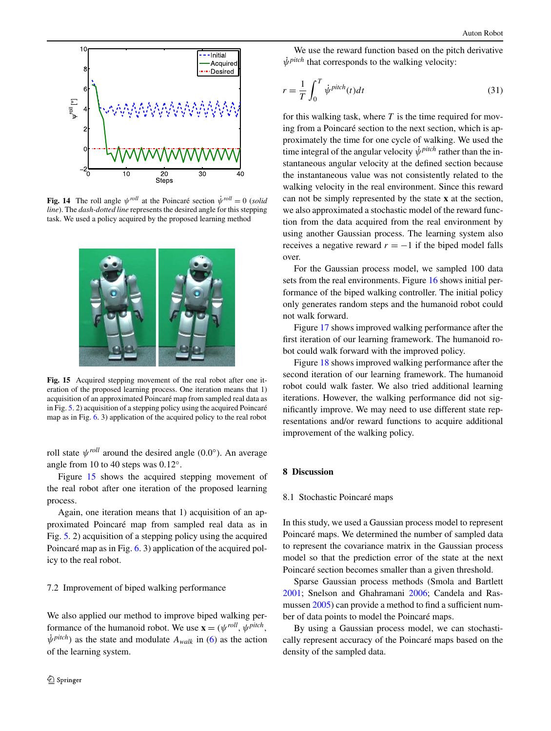**Fig. 14** The roll angle $\psi^{roll}$ at the Poincaré section $\dot{\psi}^{roll} = 0$ (*solid line*). The *dash-dotted line* represents the desired angle for this stepping task. We used a policy acquired by the proposed learning method

**Fig. 15** Acquired stepping movement of the real robot after one iteration of the proposed learning process. One iteration means that 1) acquisition of an approximated Poincaré map from sampled real data as in Fig. 5. 2) acquisition of a stepping policy using the acquired Poincaré map as in Fig. 6. 3) application of the acquired policy to the real robot

roll state $\psi^{roll}$ around the desired angle (0.0°). An average angle from 10 to 40 steps was 0.12°.

Figure 15 shows the acquired stepping movement of the real robot after one iteration of the proposed learning process.

Again, one iteration means that 1) acquisition of an approximated Poincaré map from sampled real data as in Fig. 5. 2) acquisition of a stepping policy using the acquired Poincaré map as in Fig. 6. 3) application of the acquired policy to the real robot.

### 7.2 Improvement of biped walking performance

We also applied our method to improve biped walking performance of the humanoid robot. We use $\mathbf{x} = (\psi^{roll}, \psi^{pitch}, \dot{\psi}^{pitch})$ as the state and modulate $A_{walk}$ in (6) as the action of the learning system.

We use the reward function based on the pitch derivative $\dot{\psi}^{pitch}$ that corresponds to the walking velocity:

$$r = \frac{1}{T} \int_0^T \dot{\psi}^{pitch}(t) dt \tag{31}$$

for this walking task, where $T$ is the time required for moving from a Poincaré section to the next section, which is approximately the time for one cycle of walking. We used the time integral of the angular velocity $\dot{\psi}^{pitch}$ rather than the instantaneous angular velocity at the defined section because the instantaneous value was not consistently related to the walking velocity in the real environment. Since this reward can not be simply represented by the state $\mathbf{x}$ at the section, we also approximated a stochastic model of the reward function from the data acquired from the real environment by using another Gaussian process. The learning system also receives a negative reward $r = -1$ if the biped model falls over.

For the Gaussian process model, we sampled 100 data sets from the real environments. Figure 16 shows initial performance of the biped walking controller. The initial policy only generates random steps and the humanoid robot could not walk forward.

Figure 17 shows improved walking performance after the first iteration of our learning framework. The humanoid robot could walk forward with the improved policy.

Figure 18 shows improved walking performance after the second iteration of our learning framework. The humanoid robot could walk faster. We also tried additional learning iterations. However, the walking performance did not significantly improve. We may need to use different state representations and/or reward functions to acquire additional improvement of the walking policy.

## 8 Discussion

### 8.1 Stochastic Poincaré maps

In this study, we used a Gaussian process model to represent Poincaré maps. We determined the number of sampled data to represent the covariance matrix in the Gaussian process model so that the prediction error of the state at the next Poincaré section becomes smaller than a given threshold.

Sparse Gaussian process methods (Smola and Bartlett 2001; Snelson and Ghahramani 2006; Candela and Rasmussen 2005) can provide a method to find a sufficient number of data points to model the Poincaré maps.

By using a Gaussian process model, we can stochastically represent accuracy of the Poincaré maps based on the density of the sampled data.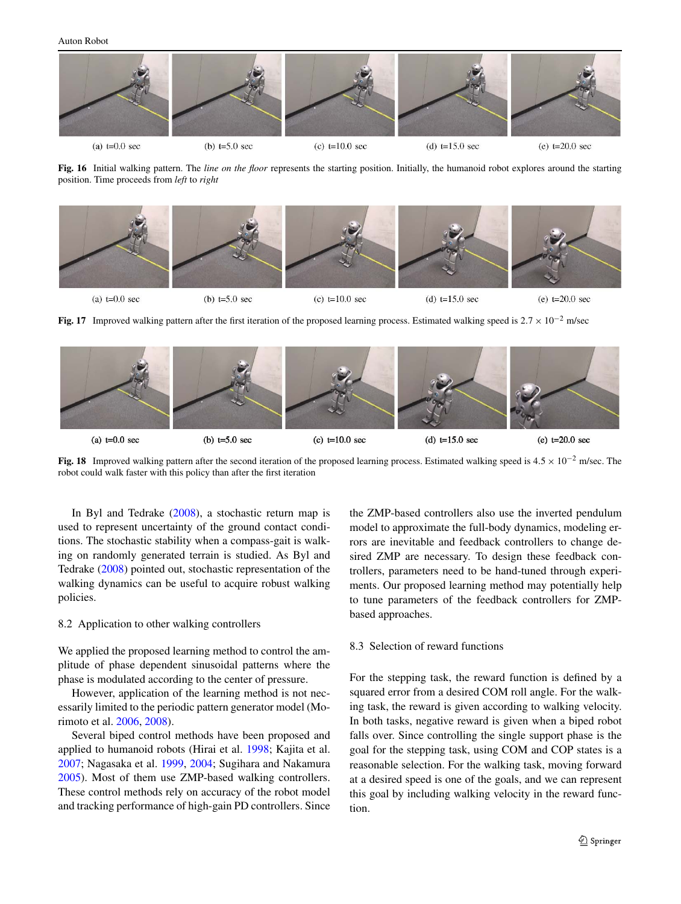(a) t=0.0 sec (b) t=5.0 sec (c) t=10.0 sec (d) t=15.0 sec (e) t=20.0 sec

**Fig. 16** Initial walking pattern. The *line on the floor* represents the starting position. Initially, the humanoid robot explores around the starting position. Time proceeds from *left* to *right*

(a) t=0.0 sec (b) t=5.0 sec (c) t=10.0 sec (d) t=15.0 sec (e) t=20.0 sec

**Fig. 17** Improved walking pattern after the first iteration of the proposed learning process. Estimated walking speed is $2.7 \times 10^{-2}$ m/sec

(a) t=0.0 sec (b) t=5.0 sec (c) t=10.0 sec (d) t=15.0 sec (e) t=20.0 sec

**Fig. 18** Improved walking pattern after the second iteration of the proposed learning process. Estimated walking speed is $4.5 \times 10^{-2}$ m/sec. The robot could walk faster with this policy than after the first iteration

In Byl and Tedrake (2008), a stochastic return map is used to represent uncertainty of the ground contact conditions. The stochastic stability when a compass-gait is walking on randomly generated terrain is studied. As Byl and Tedrake (2008) pointed out, stochastic representation of the walking dynamics can be useful to acquire robust walking policies.

### 8.2 Application to other walking controllers

We applied the proposed learning method to control the amplitude of phase dependent sinusoidal patterns where the phase is modulated according to the center of pressure.

However, application of the learning method is not necessarily limited to the periodic pattern generator model (Morimoto et al. 2006, 2008).

Several biped control methods have been proposed and applied to humanoid robots (Hirai et al. 1998; Kajita et al. 2007; Nagasaka et al. 1999, 2004; Sugihara and Nakamura 2005). Most of them use ZMP-based walking controllers. These control methods rely on accuracy of the robot model and tracking performance of high-gain PD controllers. Since the ZMP-based controllers also use the inverted pendulum model to approximate the full-body dynamics, modeling errors are inevitable and feedback controllers to change desired ZMP are necessary. To design these feedback controllers, parameters need to be hand-tuned through experiments. Our proposed learning method may potentially help to tune parameters of the feedback controllers for ZMP-based approaches.

### 8.3 Selection of reward functions

For the stepping task, the reward function is defined by a squared error from a desired COM roll angle. For the walking task, the reward is given according to walking velocity. In both tasks, negative reward is given when a biped robot falls over. Since controlling the single support phase is the goal for the stepping task, using COM and COP states is a reasonable selection. For the walking task, moving forward at a desired speed is one of the goals, and we can represent this goal by including walking velocity in the reward function.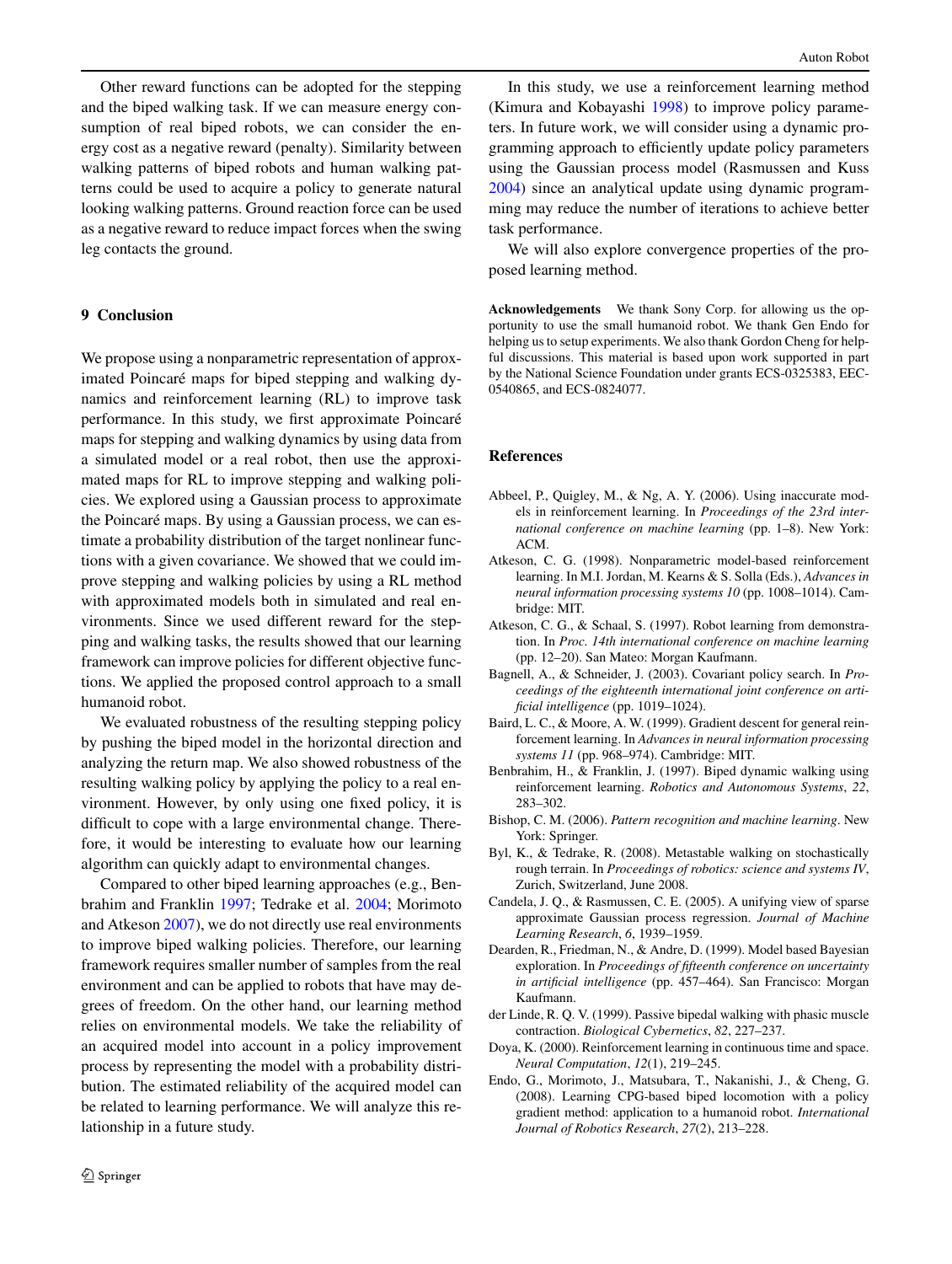Other reward functions can be adopted for the stepping and the biped walking task. If we can measure energy consumption of real biped robots, we can consider the energy cost as a negative reward (penalty). Similarity between walking patterns of biped robots and human walking patterns could be used to acquire a policy to generate natural looking walking patterns. Ground reaction force can be used as a negative reward to reduce impact forces when the swing leg contacts the ground.

## 9 Conclusion

We propose using a nonparametric representation of approximated Poincaré maps for biped stepping and walking dynamics and reinforcement learning (RL) to improve task performance. In this study, we first approximate Poincaré maps for stepping and walking dynamics by using data from a simulated model or a real robot, then use the approximated maps for RL to improve stepping and walking policies. We explored using a Gaussian process to approximate the Poincaré maps. By using a Gaussian process, we can estimate a probability distribution of the target nonlinear functions with a given covariance. We showed that we could improve stepping and walking policies by using a RL method with approximated models both in simulated and real environments. Since we used different reward for the stepping and walking tasks, the results showed that our learning framework can improve policies for different objective functions. We applied the proposed control approach to a small humanoid robot.

We evaluated robustness of the resulting stepping policy by pushing the biped model in the horizontal direction and analyzing the return map. We also showed robustness of the resulting walking policy by applying the policy to a real environment. However, by only using one fixed policy, it is difficult to cope with a large environmental change. Therefore, it would be interesting to evaluate how our learning algorithm can quickly adapt to environmental changes.

Compared to other biped learning approaches (e.g., Benbrahim and Franklin 1997; Tedrake et al. 2004; Morimoto and Atkeson 2007), we do not directly use real environments to improve biped walking policies. Therefore, our learning framework requires smaller number of samples from the real environment and can be applied to robots that have may degrees of freedom. On the other hand, our learning method relies on environmental models. We take the reliability of an acquired model into account in a policy improvement process by representing the model with a probability distribution. The estimated reliability of the acquired model can be related to learning performance. We will analyze this relationship in a future study.

In this study, we use a reinforcement learning method (Kimura and Kobayashi 1998) to improve policy parameters. In future work, we will consider using a dynamic programming approach to efficiently update policy parameters using the Gaussian process model (Rasmussen and Kuss 2004) since an analytical update using dynamic programming may reduce the number of iterations to achieve better task performance.

We will also explore convergence properties of the proposed learning method.

**Acknowledgements** We thank Sony Corp. for allowing us the opportunity to use the small humanoid robot. We thank Gen Endo for helping us to setup experiments. We also thank Gordon Cheng for helpful discussions. This material is based upon work supported in part by the National Science Foundation under grants ECS-0325383, EEC-0540865, and ECS-0824077.

## References

Abbeel, P., Quigley, M., & Ng, A. Y. (2006). Using inaccurate models in reinforcement learning. In *Proceedings of the 23rd international conference on machine learning* (pp. 1–8). New York: ACM.

Atkeson, C. G. (1998). Nonparametric model-based reinforcement learning. In M.I. Jordan, M. Kearns & S. Solla (Eds.), *Advances in neural information processing systems 10* (pp. 1008–1014). Cambridge: MIT.

Atkeson, C. G., & Schaal, S. (1997). Robot learning from demonstration. In *Proc. 14th international conference on machine learning* (pp. 12–20). San Mateo: Morgan Kaufmann.

Bagnell, A., & Schneider, J. (2003). Covariant policy search. In *Proceedings of the eighteenth international joint conference on artificial intelligence* (pp. 1019–1024).

Baird, L. C., & Moore, A. W. (1999). Gradient descent for general reinforcement learning. In *Advances in neural information processing systems 11* (pp. 968–974). Cambridge: MIT.

Benbrahim, H., & Franklin, J. (1997). Biped dynamic walking using reinforcement learning. *Robotics and Autonomous Systems*, *22*, 283–302.

Bishop, C. M. (2006). *Pattern recognition and machine learning*. New York: Springer.

Byl, K., & Tedrake, R. (2008). Metastable walking on stochastically rough terrain. In *Proceedings of robotics: science and systems IV*, Zurich, Switzerland, June 2008.

Candela, J. Q., & Rasmussen, C. E. (2005). A unifying view of sparse approximate Gaussian process regression. *Journal of Machine Learning Research*, *6*, 1939–1959.

Dearden, R., Friedman, N., & Andre, D. (1999). Model based Bayesian exploration. In *Proceedings of fifteenth conference on uncertainty in artificial intelligence* (pp. 457–464). San Francisco: Morgan Kaufmann.

der Linde, R. Q. V. (1999). Passive bipedal walking with phasic muscle contraction. *Biological Cybernetics*, *82*, 227–237.

Doya, K. (2000). Reinforcement learning in continuous time and space. *Neural Computation*, *12*(1), 219–245.

Endo, G., Morimoto, J., Matsubara, T., Nakanishi, J., & Cheng, G. (2008). Learning CPG-based biped locomotion with a policy gradient method: application to a humanoid robot. *International Journal of Robotics Research*, *27*(2), 213–228.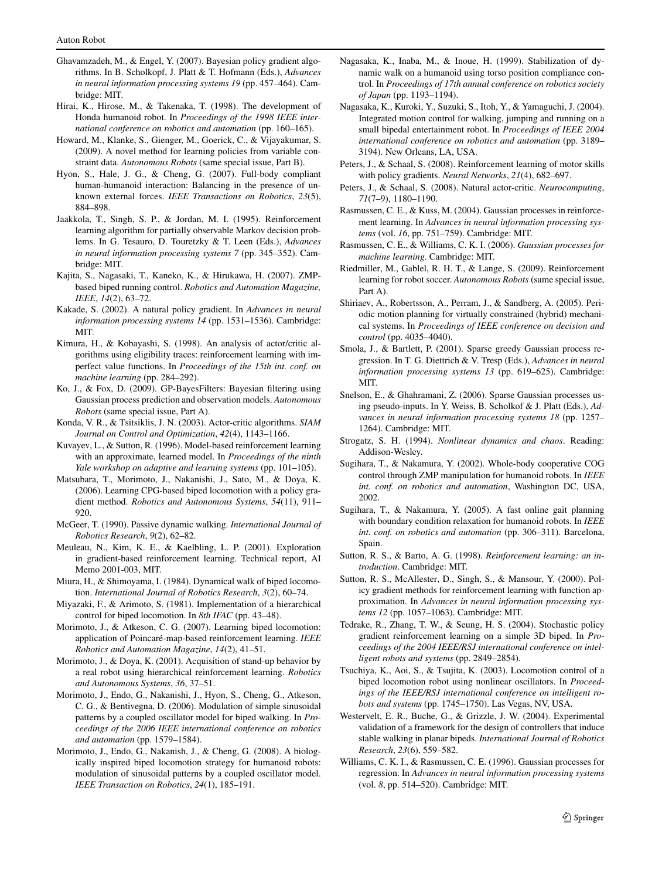Ghavamzadeh, M., & Engel, Y. (2007). Bayesian policy gradient algorithms. In B. Scholkopf, J. Platt & T. Hofmann (Eds.), *Advances in neural information processing systems 19* (pp. 457–464). Cambridge: MIT.

Hirai, K., Hirose, M., & Takenaka, T. (1998). The development of Honda humanoid robot. In *Proceedings of the 1998 IEEE international conference on robotics and automation* (pp. 160–165).

Howard, M., Klanke, S., Gienger, M., Goerick, C., & Vijayakumar, S. (2009). A novel method for learning policies from variable constraint data. *Autonomous Robots* (same special issue, Part B).

Hyon, S., Hale, J. G., & Cheng, G. (2007). Full-body compliant human-humanoid interaction: Balancing in the presence of unknown external forces. *IEEE Transactions on Robotics*, *23*(5), 884–898.

Jaakkola, T., Singh, S. P., & Jordan, M. I. (1995). Reinforcement learning algorithm for partially observable Markov decision problems. In G. Tesauro, D. Touretzky & T. Leen (Eds.), *Advances in neural information processing systems 7* (pp. 345–352). Cambridge: MIT.

Kajita, S., Nagasaki, T., Kaneko, K., & Hirukawa, H. (2007). ZMP-based biped running control. *Robotics and Automation Magazine, IEEE*, *14*(2), 63–72.

Kakade, S. (2002). A natural policy gradient. In *Advances in neural information processing systems 14* (pp. 1531–1536). Cambridge: MIT.

Kimura, H., & Kobayashi, S. (1998). An analysis of actor/critic algorithms using eligibility traces: reinforcement learning with imperfect value functions. In *Proceedings of the 15th int. conf. on machine learning* (pp. 284–292).

Ko, J., & Fox, D. (2009). GP-BayesFilters: Bayesian filtering using Gaussian process prediction and observation models. *Autonomous Robots* (same special issue, Part A).

Konda, V. R., & Tsitsiklis, J. N. (2003). Actor-critic algorithms. *SIAM Journal on Control and Optimization*, *42*(4), 1143–1166.

Kuvayev, L., & Sutton, R. (1996). Model-based reinforcement learning with an approximate, learned model. In *Proceedings of the ninth Yale workshop on adaptive and learning systems* (pp. 101–105).

Matsubara, T., Morimoto, J., Nakanishi, J., Sato, M., & Doya, K. (2006). Learning CPG-based biped locomotion with a policy gradient method. *Robotics and Autonomous Systems*, *54*(11), 911–920.

McGeer, T. (1990). Passive dynamic walking. *International Journal of Robotics Research*, *9*(2), 62–82.

Meuleau, N., Kim, K. E., & Kaelbling, L. P. (2001). Exploration in gradient-based reinforcement learning. Technical report, AI Memo 2001-003, MIT.

Miura, H., & Shimoyama, I. (1984). Dynamical walk of biped locomotion. *International Journal of Robotics Research*, *3*(2), 60–74.

Miyazaki, F., & Arimoto, S. (1981). Implementation of a hierarchical control for biped locomotion. In *8th IFAC* (pp. 43–48).

Morimoto, J., & Atkeson, C. G. (2007). Learning biped locomotion: application of Poincaré-map-based reinforcement learning. *IEEE Robotics and Automation Magazine*, *14*(2), 41–51.

Morimoto, J., & Doya, K. (2001). Acquisition of stand-up behavior by a real robot using hierarchical reinforcement learning. *Robotics and Autonomous Systems*, *36*, 37–51.

Morimoto, J., Endo, G., Nakanishi, J., Hyon, S., Cheng, G., Atkeson, C. G., & Bentivegna, D. (2006). Modulation of simple sinusoidal patterns by a coupled oscillator model for biped walking. In *Proceedings of the 2006 IEEE international conference on robotics and automation* (pp. 1579–1584).

Morimoto, J., Endo, G., Nakanish, J., & Cheng, G. (2008). A biologically inspired biped locomotion strategy for humanoid robots: modulation of sinusoidal patterns by a coupled oscillator model. *IEEE Transaction on Robotics*, *24*(1), 185–191.

Nagasaka, K., Inaba, M., & Inoue, H. (1999). Stabilization of dynamic walk on a humanoid using torso position compliance control. In *Proceedings of 17th annual conference on robotics society of Japan* (pp. 1193–1194).

Nagasaka, K., Kuroki, Y., Suzuki, S., Itoh, Y., & Yamaguchi, J. (2004). Integrated motion control for walking, jumping and running on a small bipedal entertainment robot. In *Proceedings of IEEE 2004 international conference on robotics and automation* (pp. 3189–3194). New Orleans, LA, USA.

Peters, J., & Schaal, S. (2008). Reinforcement learning of motor skills with policy gradients. *Neural Networks*, *21*(4), 682–697.

Peters, J., & Schaal, S. (2008). Natural actor-critic. *Neurocomputing*, *71*(7–9), 1180–1190.

Rasmussen, C. E., & Kuss, M. (2004). Gaussian processes in reinforcement learning. In *Advances in neural information processing systems* (vol. *16*, pp. 751–759). Cambridge: MIT.

Rasmussen, C. E., & Williams, C. K. I. (2006). *Gaussian processes for machine learning*. Cambridge: MIT.

Riedmiller, M., Gablel, R. H. T., & Lange, S. (2009). Reinforcement learning for robot soccer. *Autonomous Robots* (same special issue, Part A).

Shiriaev, A., Robertsson, A., Perram, J., & Sandberg, A. (2005). Periodic motion planning for virtually constrained (hybrid) mechanical systems. In *Proceedings of IEEE conference on decision and control* (pp. 4035–4040).

Smola, J., & Bartlett, P. (2001). Sparse greedy Gaussian process regression. In T. G. Diettrich & V. Tresp (Eds.), *Advances in neural information processing systems 13* (pp. 619–625). Cambridge: MIT.

Snelson, E., & Ghahramani, Z. (2006). Sparse Gaussian processes using pseudo-inputs. In Y. Weiss, B. Scholkof & J. Platt (Eds.), *Advances in neural information processing systems 18* (pp. 1257–1264). Cambridge: MIT.

Strogatz, S. H. (1994). *Nonlinear dynamics and chaos*. Reading: Addison-Wesley.

Sugihara, T., & Nakamura, Y. (2002). Whole-body cooperative COG control through ZMP manipulation for humanoid robots. In *IEEE int. conf. on robotics and automation*, Washington DC, USA, 2002.

Sugihara, T., & Nakamura, Y. (2005). A fast online gait planning with boundary condition relaxation for humanoid robots. In *IEEE int. conf. on robotics and automation* (pp. 306–311). Barcelona, Spain.

Sutton, R. S., & Barto, A. G. (1998). *Reinforcement learning: an introduction*. Cambridge: MIT.

Sutton, R. S., McAllester, D., Singh, S., & Mansour, Y. (2000). Policy gradient methods for reinforcement learning with function approximation. In *Advances in neural information processing systems 12* (pp. 1057–1063). Cambridge: MIT.

Tedrake, R., Zhang, T. W., & Seung, H. S. (2004). Stochastic policy gradient reinforcement learning on a simple 3D biped. In *Proceedings of the 2004 IEEE/RSJ international conference on intelligent robots and systems* (pp. 2849–2854).

Tsuchiya, K., Aoi, S., & Tsujita, K. (2003). Locomotion control of a biped locomotion robot using nonlinear oscillators. In *Proceedings of the IEEE/RSJ international conference on intelligent robots and systems* (pp. 1745–1750). Las Vegas, NV, USA.

Westervelt, E. R., Buche, G., & Grizzle, J. W. (2004). Experimental validation of a framework for the design of controllers that induce stable walking in planar bipeds. *International Journal of Robotics Research*, *23*(6), 559–582.

Williams, C. K. I., & Rasmussen, C. E. (1996). Gaussian processes for regression. In *Advances in neural information processing systems* (vol. *8*, pp. 514–520). Cambridge: MIT.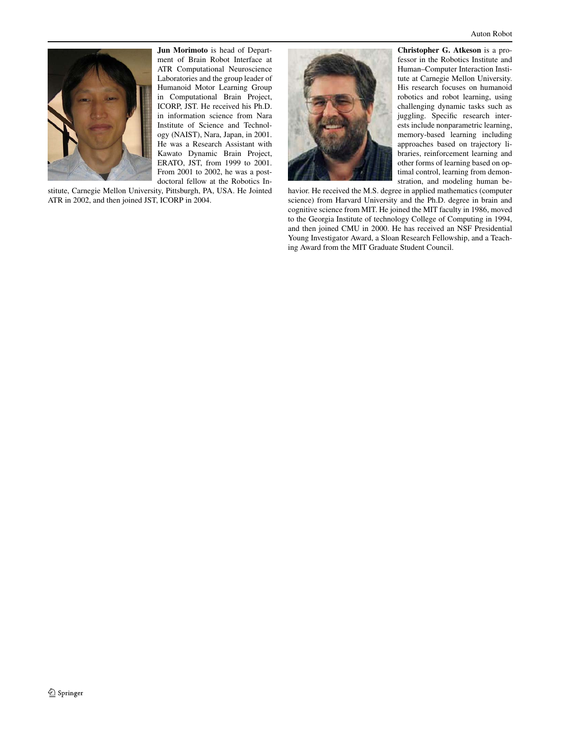**Jun Morimoto** is head of Department of Brain Robot Interface at ATR Computational Neuroscience Laboratories and the group leader of Humanoid Motor Learning Group in Computational Brain Project, ICORP, JST. He received his Ph.D. in information science from Nara Institute of Science and Technology (NAIST), Nara, Japan, in 2001. He was a Research Assistant with Kawato Dynamic Brain Project, ERATO, JST, from 1999 to 2001. From 2001 to 2002, he was a postdoctoral fellow at the Robotics Institute, Carnegie Mellon University, Pittsburgh, PA, USA. He Jointed ATR in 2002, and then joined JST, ICORP in 2004.

**Christopher G. Atkeson** is a professor in the Robotics Institute and Human–Computer Interaction Institute at Carnegie Mellon University. His research focuses on humanoid robotics and robot learning, using challenging dynamic tasks such as juggling. Specific research interests include nonparametric learning, memory-based learning including approaches based on trajectory libraries, reinforcement learning and other forms of learning based on optimal control, learning from demonstration, and modeling human behavior. He received the M.S. degree in applied mathematics (computer science) from Harvard University and the Ph.D. degree in brain and cognitive science from MIT. He joined the MIT faculty in 1986, moved to the Georgia Institute of technology College of Computing in 1994, and then joined CMU in 2000. He has received an NSF Presidential Young Investigator Award, a Sloan Research Fellowship, and a Teaching Award from the MIT Graduate Student Council.